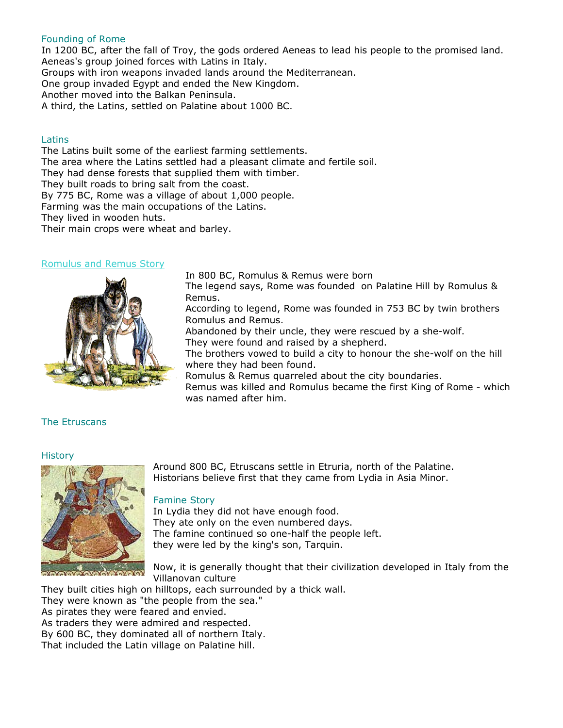## Founding of Rome

In 1200 BC, after the fall of Troy, the gods ordered Aeneas to lead his people to the promised land.
Aeneas's group joined forces with Latins in Italy.
Groups with iron weapons invaded lands around the Mediterranean.
One group invaded Egypt and ended the New Kingdom.
Another moved into the Balkan Peninsula.
A third, the Latins, settled on Palatine about 1000 BC.

## Latins

The Latins built some of the earliest farming settlements.
The area where the Latins settled had a pleasant climate and fertile soil.
They had dense forests that supplied them with timber.
They built roads to bring salt from the coast.
By 775 BC, Rome was a village of about 1,000 people.
Farming was the main occupations of the Latins.
They lived in wooden huts.
Their main crops were wheat and barley.

## Romulus and Remus Story

In 800 BC, Romulus & Remus were born
The legend says, Rome was founded on Palatine Hill by Romulus & Remus.
According to legend, Rome was founded in 753 BC by twin brothers Romulus and Remus.
Abandoned by their uncle, they were rescued by a she-wolf.
They were found and raised by a shepherd.
The brothers vowed to build a city to honour the she-wolf on the hill where they had been found.
Romulus & Remus quarreled about the city boundaries.
Remus was killed and Romulus became the first King of Rome - which was named after him.

## The Etruscans

### History

Around 800 BC, Etruscans settle in Etruria, north of the Palatine.
Historians believe first that they came from Lydia in Asia Minor.

### Famine Story

In Lydia they did not have enough food.
They ate only on the even numbered days.
The famine continued so one-half the people left.
they were led by the king's son, Tarquin.

Now, it is generally thought that their civilization developed in Italy from the Villanovan culture
They built cities high on hilltops, each surrounded by a thick wall.
They were known as "the people from the sea."
As pirates they were feared and envied.
As traders they were admired and respected.
By 600 BC, they dominated all of northern Italy.
That included the Latin village on Palatine hill.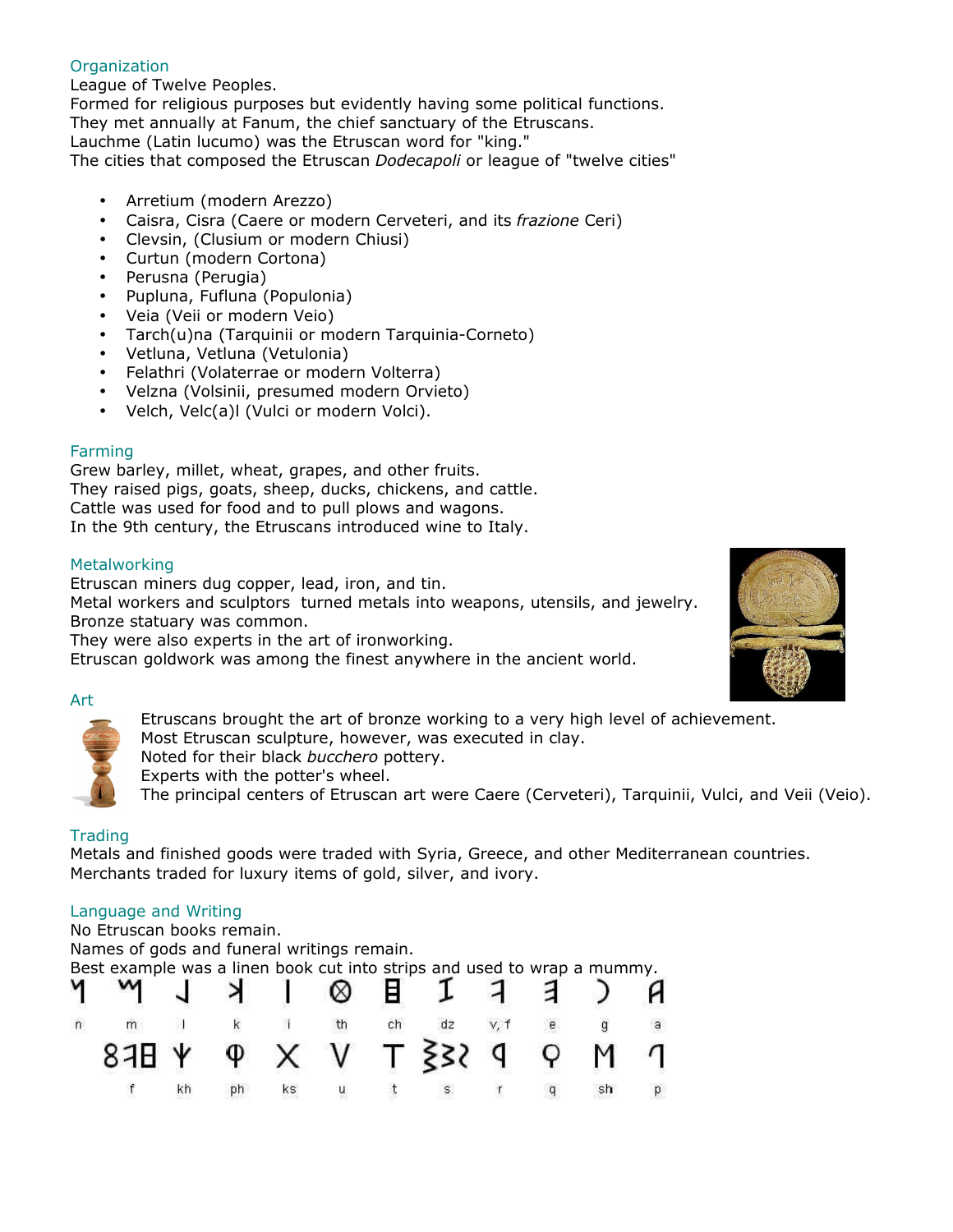## Organization

League of Twelve Peoples.
Formed for religious purposes but evidently having some political functions.
They met annually at Fanum, the chief sanctuary of the Etruscans.
Lauchme (Latin lucumo) was the Etruscan word for "king."
The cities that composed the Etruscan *Dodecapoli* or league of "twelve cities"

- Arretium (modern Arezzo)
- Caisra, Cisra (Caere or modern Cerveteri, and its *frazione* Ceri)
- Clevsin, (Clusium or modern Chiusi)
- Curtun (modern Cortona)
- Perusna (Perugia)
- Pupluna, Fufluna (Populonia)
- Veia (Veii or modern Veio)
- Tarch(u)na (Tarquinii or modern Tarquinia-Corneto)
- Vetluna, Vetluna (Vetulonia)
- Felathri (Volaterrae or modern Volterra)
- Velzna (Volsinii, presumed modern Orvieto)
- Velch, Velc(a)l (Vulci or modern Volci).

## Farming

Grew barley, millet, wheat, grapes, and other fruits.
They raised pigs, goats, sheep, ducks, chickens, and cattle.
Cattle was used for food and to pull plows and wagons.
In the 9th century, the Etruscans introduced wine to Italy.

## Metalworking

Etruscan miners dug copper, lead, iron, and tin.
Metal workers and sculptors turned metals into weapons, utensils, and jewelry.
Bronze statuary was common.
They were also experts in the art of ironworking.
Etruscan goldwork was among the finest anywhere in the ancient world.

## Art

Etruscans brought the art of bronze working to a very high level of achievement.
Most Etruscan sculpture, however, was executed in clay.
Noted for their black *bucchero* pottery.
Experts with the potter's wheel.
The principal centers of Etruscan art were Caere (Cerveteri), Tarquinii, Vulci, and Veii (Veio).

## Trading

Metals and finished goods were traded with Syria, Greece, and other Mediterranean countries.
Merchants traded for luxury items of gold, silver, and ivory.

## Language and Writing

No Etruscan books remain.
Names of gods and funeral writings remain.
Best example was a linen book cut into strips and used to wrap a mummy.

| 𐌍 | 𐌌 | 𐌋 | 𐌊 | 𐌉 | 𐌈 | 𐌇 | 𐌆 | 𐌅 | 𐌄 | 𐌂 | 𐌀 |
|---|---|---|---|---|---|---|---|---|---|---|---|
| n | m | l | k | i | th | ch | dz | v, f | e | g | a |

| 8 𐌅𐌇 | 𐌙 | 𐌘 | 𐌗 | 𐌖 | 𐌕 | 𐌔 | 𐌓 | 𐌒 | 𐌑 | 𐌐 |
|---|---|---|---|---|---|---|---|---|---|---|
| f | kh | ph | ks | u | t | s | r | q | sh | p |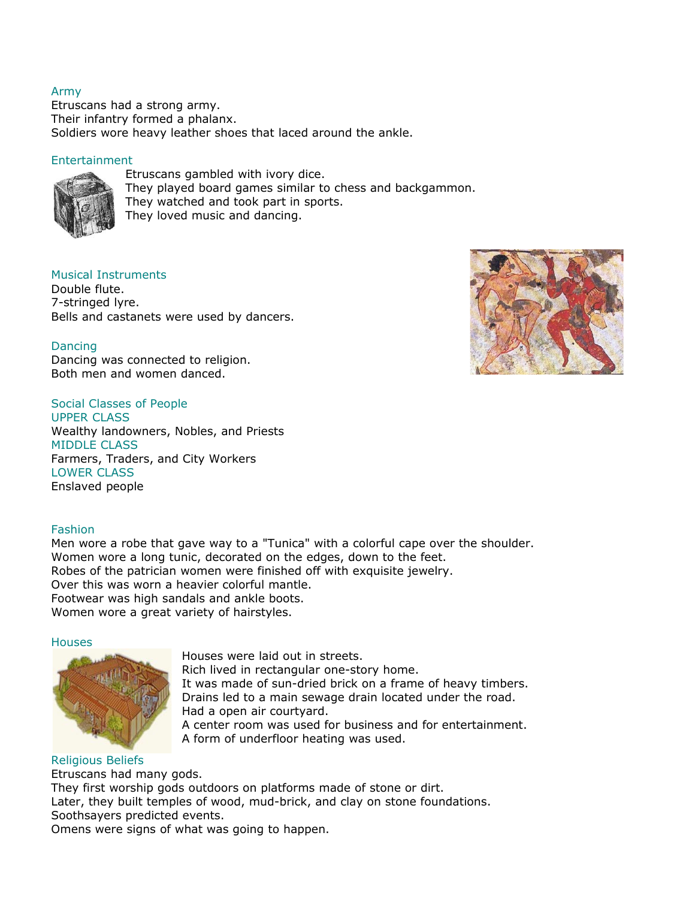## Army

Etruscans had a strong army.
Their infantry formed a phalanx.
Soldiers wore heavy leather shoes that laced around the ankle.

## Entertainment

Etruscans gambled with ivory dice.
They played board games similar to chess and backgammon.
They watched and took part in sports.
They loved music and dancing.

## Musical Instruments

Double flute.
7-stringed lyre.
Bells and castanets were used by dancers.

## Dancing

Dancing was connected to religion.
Both men and women danced.

## Social Classes of People

### UPPER CLASS

Wealthy landowners, Nobles, and Priests

### MIDDLE CLASS

Farmers, Traders, and City Workers

### LOWER CLASS

Enslaved people

## Fashion

Men wore a robe that gave way to a "Tunica" with a colorful cape over the shoulder.
Women wore a long tunic, decorated on the edges, down to the feet.
Robes of the patrician women were finished off with exquisite jewelry.
Over this was worn a heavier colorful mantle.
Footwear was high sandals and ankle boots.
Women wore a great variety of hairstyles.

## Houses

Houses were laid out in streets.
Rich lived in rectangular one-story home.
It was made of sun-dried brick on a frame of heavy timbers.
Drains led to a main sewage drain located under the road.
Had a open air courtyard.
A center room was used for business and for entertainment.
A form of underfloor heating was used.

## Religious Beliefs

Etruscans had many gods.
They first worship gods outdoors on platforms made of stone or dirt.
Later, they built temples of wood, mud-brick, and clay on stone foundations.
Soothsayers predicted events.
Omens were signs of what was going to happen.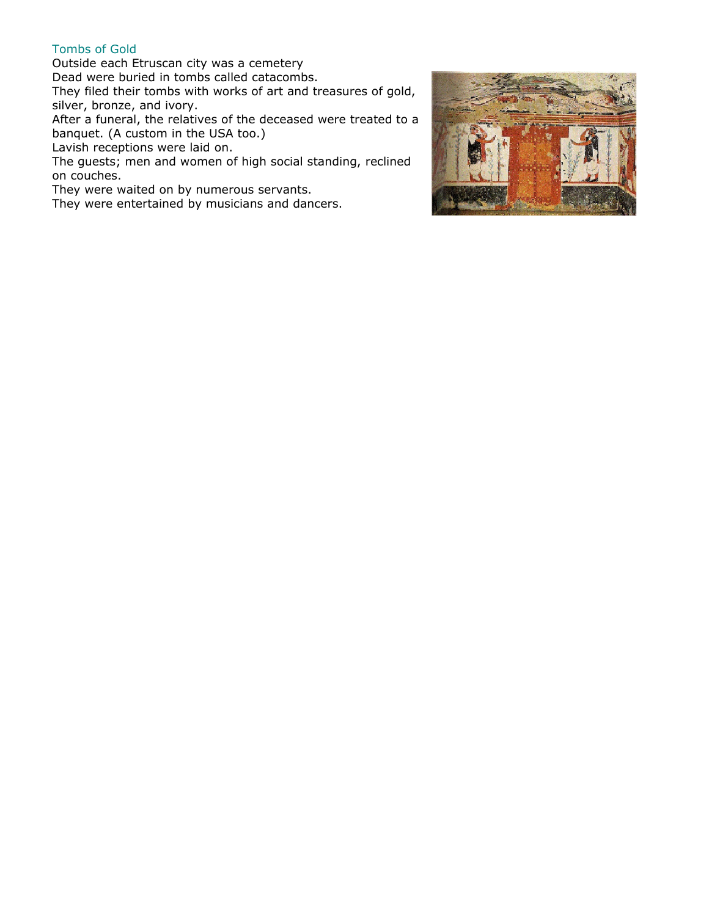## Tombs of Gold

Outside each Etruscan city was a cemetery
Dead were buried in tombs called catacombs.
They filed their tombs with works of art and treasures of gold, silver, bronze, and ivory.
After a funeral, the relatives of the deceased were treated to a banquet. (A custom in the USA too.)
Lavish receptions were laid on.
The guests; men and women of high social standing, reclined on couches.
They were waited on by numerous servants.
They were entertained by musicians and dancers.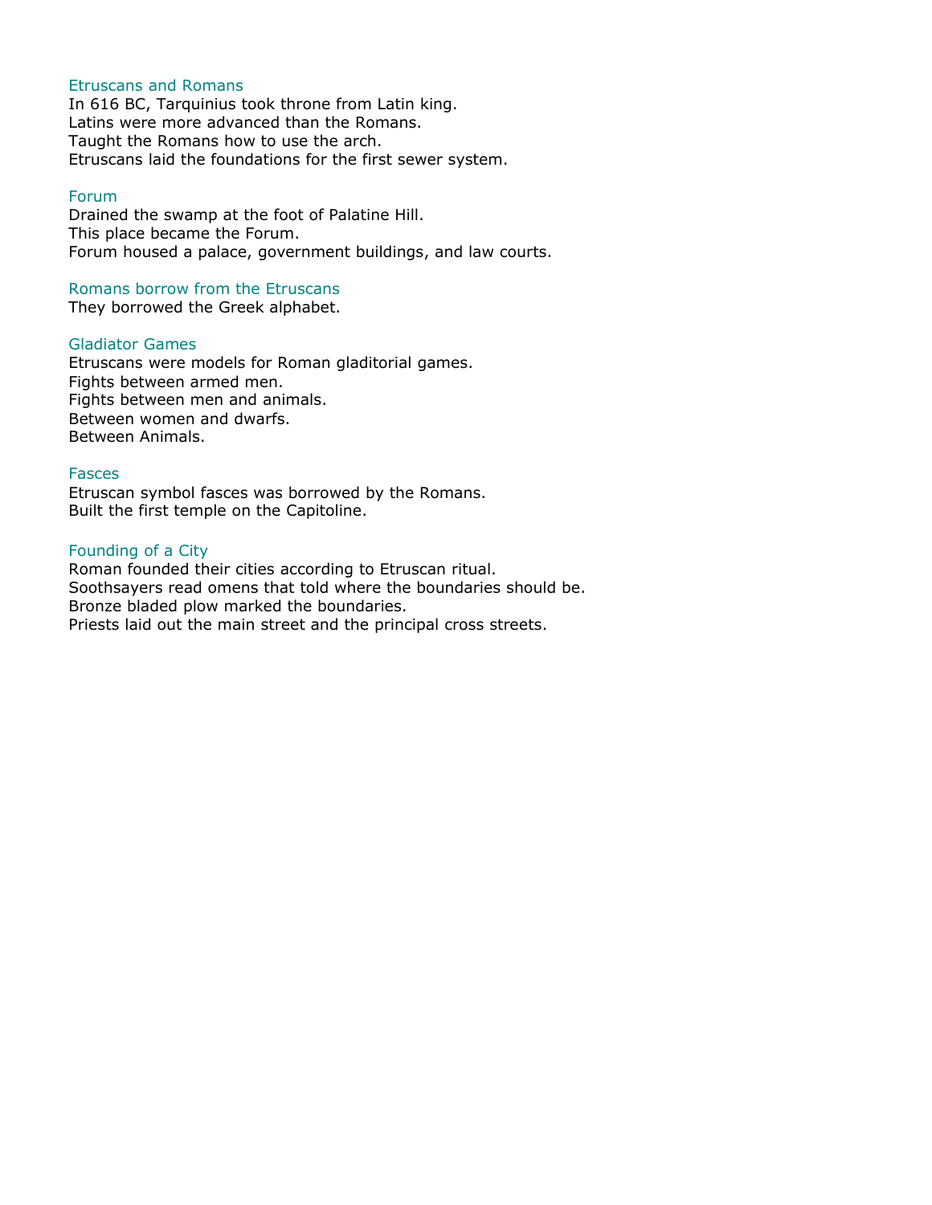## Etruscans and Romans

In 616 BC, Tarquinius took throne from Latin king.
Latins were more advanced than the Romans.
Taught the Romans how to use the arch.
Etruscans laid the foundations for the first sewer system.

## Forum

Drained the swamp at the foot of Palatine Hill.
This place became the Forum.
Forum housed a palace, government buildings, and law courts.

## Romans borrow from the Etruscans

They borrowed the Greek alphabet.

## Gladiator Games

Etruscans were models for Roman gladitorial games.
Fights between armed men.
Fights between men and animals.
Between women and dwarfs.
Between Animals.

## Fasces

Etruscan symbol fasces was borrowed by the Romans.
Built the first temple on the Capitoline.

## Founding of a City

Roman founded their cities according to Etruscan ritual.
Soothsayers read omens that told where the boundaries should be.
Bronze bladed plow marked the boundaries.
Priests laid out the main street and the principal cross streets.